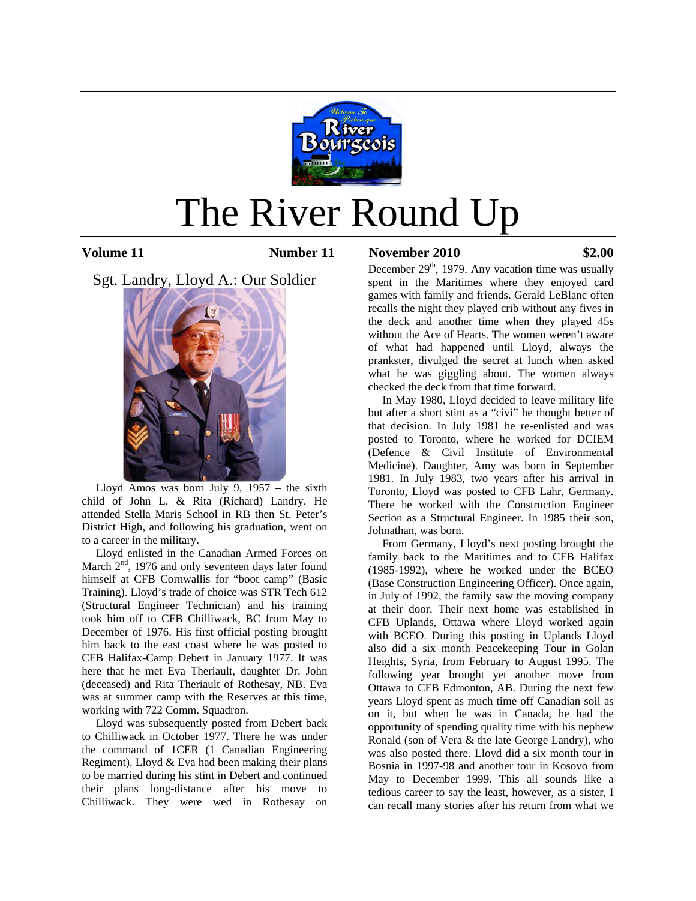# The River Round Up

**Volume 11** **Number 11** **November 2010** **$2.00**

## Sgt. Landry, Lloyd A.: Our Soldier

Lloyd Amos was born July 9, 1957 – the sixth child of John L. & Rita (Richard) Landry. He attended Stella Maris School in RB then St. Peter's District High, and following his graduation, went on to a career in the military.

Lloyd enlisted in the Canadian Armed Forces on March 2nd, 1976 and only seventeen days later found himself at CFB Cornwallis for "boot camp" (Basic Training). Lloyd's trade of choice was STR Tech 612 (Structural Engineer Technician) and his training took him off to CFB Chilliwack, BC from May to December of 1976. His first official posting brought him back to the east coast where he was posted to CFB Halifax-Camp Debert in January 1977. It was here that he met Eva Theriault, daughter Dr. John (deceased) and Rita Theriault of Rothesay, NB. Eva was at summer camp with the Reserves at this time, working with 722 Comm. Squadron.

Lloyd was subsequently posted from Debert back to Chilliwack in October 1977. There he was under the command of 1CER (1 Canadian Engineering Regiment). Lloyd & Eva had been making their plans to be married during his stint in Debert and continued their plans long-distance after his move to Chilliwack. They were wed in Rothesay on December 29th, 1979. Any vacation time was usually spent in the Maritimes where they enjoyed card games with family and friends. Gerald LeBlanc often recalls the night they played crib without any fives in the deck and another time when they played 45s without the Ace of Hearts. The women weren't aware of what had happened until Lloyd, always the prankster, divulged the secret at lunch when asked what he was giggling about. The women always checked the deck from that time forward.

In May 1980, Lloyd decided to leave military life but after a short stint as a "civi" he thought better of that decision. In July 1981 he re-enlisted and was posted to Toronto, where he worked for DCIEM (Defence & Civil Institute of Environmental Medicine). Daughter, Amy was born in September 1981. In July 1983, two years after his arrival in Toronto, Lloyd was posted to CFB Lahr, Germany. There he worked with the Construction Engineer Section as a Structural Engineer. In 1985 their son, Johnathan, was born.

From Germany, Lloyd's next posting brought the family back to the Maritimes and to CFB Halifax (1985-1992), where he worked under the BCEO (Base Construction Engineering Officer). Once again, in July of 1992, the family saw the moving company at their door. Their next home was established in CFB Uplands, Ottawa where Lloyd worked again with BCEO. During this posting in Uplands Lloyd also did a six month Peacekeeping Tour in Golan Heights, Syria, from February to August 1995. The following year brought yet another move from Ottawa to CFB Edmonton, AB. During the next few years Lloyd spent as much time off Canadian soil as on it, but when he was in Canada, he had the opportunity of spending quality time with his nephew Ronald (son of Vera & the late George Landry), who was also posted there. Lloyd did a six month tour in Bosnia in 1997-98 and another tour in Kosovo from May to December 1999. This all sounds like a tedious career to say the least, however, as a sister, I can recall many stories after his return from what we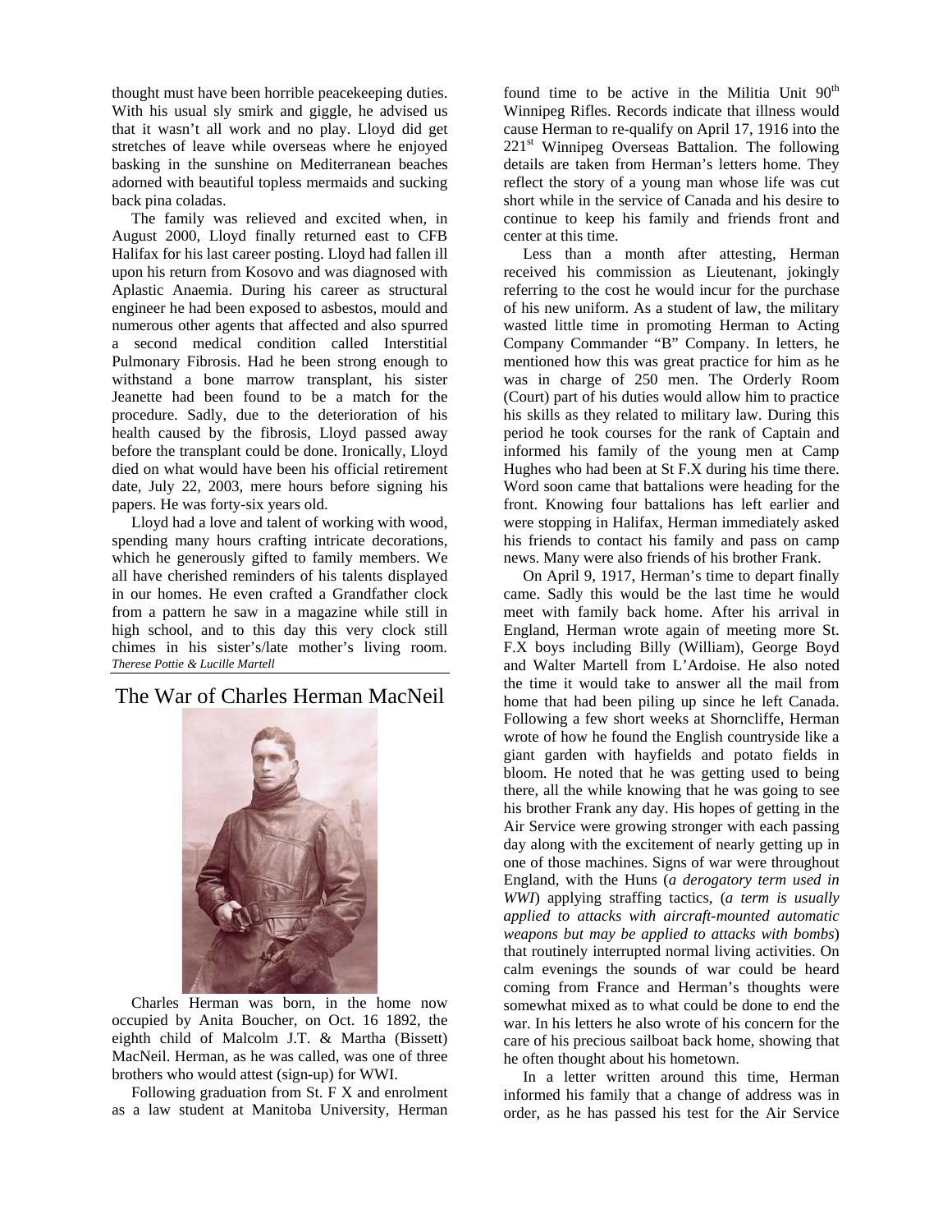thought must have been horrible peacekeeping duties. With his usual sly smirk and giggle, he advised us that it wasn't all work and no play. Lloyd did get stretches of leave while overseas where he enjoyed basking in the sunshine on Mediterranean beaches adorned with beautiful topless mermaids and sucking back pina coladas.

The family was relieved and excited when, in August 2000, Lloyd finally returned east to CFB Halifax for his last career posting. Lloyd had fallen ill upon his return from Kosovo and was diagnosed with Aplastic Anaemia. During his career as structural engineer he had been exposed to asbestos, mould and numerous other agents that affected and also spurred a second medical condition called Interstitial Pulmonary Fibrosis. Had he been strong enough to withstand a bone marrow transplant, his sister Jeanette had been found to be a match for the procedure. Sadly, due to the deterioration of his health caused by the fibrosis, Lloyd passed away before the transplant could be done. Ironically, Lloyd died on what would have been his official retirement date, July 22, 2003, mere hours before signing his papers. He was forty-six years old.

Lloyd had a love and talent of working with wood, spending many hours crafting intricate decorations, which he generously gifted to family members. We all have cherished reminders of his talents displayed in our homes. He even crafted a Grandfather clock from a pattern he saw in a magazine while still in high school, and to this day this very clock still chimes in his sister's/late mother's living room.

*Therese Pottie & Lucille Martell*

## The War of Charles Herman MacNeil

Charles Herman was born, in the home now occupied by Anita Boucher, on Oct. 16 1892, the eighth child of Malcolm J.T. & Martha (Bissett) MacNeil. Herman, as he was called, was one of three brothers who would attest (sign-up) for WWI.

Following graduation from St. F X and enrolment as a law student at Manitoba University, Herman found time to be active in the Militia Unit 90th Winnipeg Rifles. Records indicate that illness would cause Herman to re-qualify on April 17, 1916 into the 221st Winnipeg Overseas Battalion. The following details are taken from Herman's letters home. They reflect the story of a young man whose life was cut short while in the service of Canada and his desire to continue to keep his family and friends front and center at this time.

Less than a month after attesting, Herman received his commission as Lieutenant, jokingly referring to the cost he would incur for the purchase of his new uniform. As a student of law, the military wasted little time in promoting Herman to Acting Company Commander "B" Company. In letters, he mentioned how this was great practice for him as he was in charge of 250 men. The Orderly Room (Court) part of his duties would allow him to practice his skills as they related to military law. During this period he took courses for the rank of Captain and informed his family of the young men at Camp Hughes who had been at St F.X during his time there. Word soon came that battalions were heading for the front. Knowing four battalions has left earlier and were stopping in Halifax, Herman immediately asked his friends to contact his family and pass on camp news. Many were also friends of his brother Frank.

On April 9, 1917, Herman's time to depart finally came. Sadly this would be the last time he would meet with family back home. After his arrival in England, Herman wrote again of meeting more St. F.X boys including Billy (William), George Boyd and Walter Martell from L'Ardoise. He also noted the time it would take to answer all the mail from home that had been piling up since he left Canada. Following a few short weeks at Shorncliffe, Herman wrote of how he found the English countryside like a giant garden with hayfields and potato fields in bloom. He noted that he was getting used to being there, all the while knowing that he was going to see his brother Frank any day. His hopes of getting in the Air Service were growing stronger with each passing day along with the excitement of nearly getting up in one of those machines. Signs of war were throughout England, with the Huns (*a derogatory term used in WWI*) applying straffing tactics, (*a term is usually applied to attacks with aircraft-mounted automatic weapons but may be applied to attacks with bombs*) that routinely interrupted normal living activities. On calm evenings the sounds of war could be heard coming from France and Herman's thoughts were somewhat mixed as to what could be done to end the war. In his letters he also wrote of his concern for the care of his precious sailboat back home, showing that he often thought about his hometown.

In a letter written around this time, Herman informed his family that a change of address was in order, as he has passed his test for the Air Service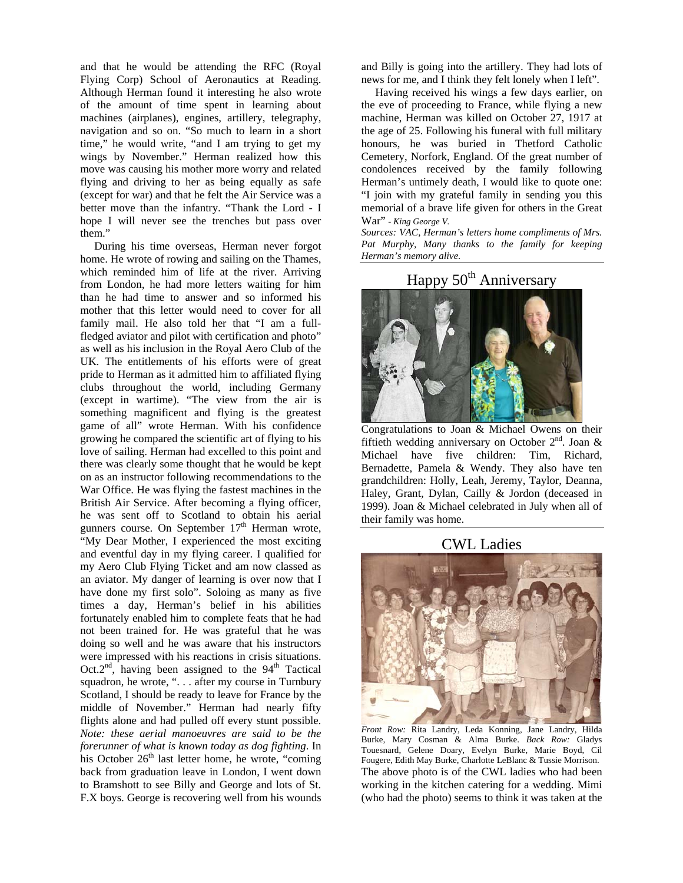and that he would be attending the RFC (Royal Flying Corp) School of Aeronautics at Reading. Although Herman found it interesting he also wrote of the amount of time spent in learning about machines (airplanes), engines, artillery, telegraphy, navigation and so on. "So much to learn in a short time," he would write, "and I am trying to get my wings by November." Herman realized how this move was causing his mother more worry and related flying and driving to her as being equally as safe (except for war) and that he felt the Air Service was a better move than the infantry. "Thank the Lord - I hope I will never see the trenches but pass over them."

During his time overseas, Herman never forgot home. He wrote of rowing and sailing on the Thames, which reminded him of life at the river. Arriving from London, he had more letters waiting for him than he had time to answer and so informed his mother that this letter would need to cover for all family mail. He also told her that "I am a full-fledged aviator and pilot with certification and photo" as well as his inclusion in the Royal Aero Club of the UK. The entitlements of his efforts were of great pride to Herman as it admitted him to affiliated flying clubs throughout the world, including Germany (except in wartime). "The view from the air is something magnificent and flying is the greatest game of all" wrote Herman. With his confidence growing he compared the scientific art of flying to his love of sailing. Herman had excelled to this point and there was clearly some thought that he would be kept on as an instructor following recommendations to the War Office. He was flying the fastest machines in the British Air Service. After becoming a flying officer, he was sent off to Scotland to obtain his aerial gunners course. On September 17th Herman wrote, "My Dear Mother, I experienced the most exciting and eventful day in my flying career. I qualified for my Aero Club Flying Ticket and am now classed as an aviator. My danger of learning is over now that I have done my first solo". Soloing as many as five times a day, Herman's belief in his abilities fortunately enabled him to complete feats that he had not been trained for. He was grateful that he was doing so well and he was aware that his instructors were impressed with his reactions in crisis situations. Oct.2nd, having been assigned to the 94th Tactical squadron, he wrote, ". . . after my course in Turnbury Scotland, I should be ready to leave for France by the middle of November." Herman had nearly fifty flights alone and had pulled off every stunt possible. *Note: these aerial manoeuvres are said to be the forerunner of what is known today as dog fighting*. In his October 26th last letter home, he wrote, "coming back from graduation leave in London, I went down to Bramshott to see Billy and George and lots of St. F.X boys. George is recovering well from his wounds and Billy is going into the artillery. They had lots of news for me, and I think they felt lonely when I left".

Having received his wings a few days earlier, on the eve of proceeding to France, while flying a new machine, Herman was killed on October 27, 1917 at the age of 25. Following his funeral with full military honours, he was buried in Thetford Catholic Cemetery, Norfork, England. Of the great number of condolences received by the family following Herman's untimely death, I would like to quote one: "I join with my grateful family in sending you this memorial of a brave life given for others in the Great War" - *King George V.*

*Sources: VAC, Herman's letters home compliments of Mrs. Pat Murphy, Many thanks to the family for keeping Herman's memory alive.*

## Happy 50th Anniversary

Congratulations to Joan & Michael Owens on their fiftieth wedding anniversary on October 2nd. Joan & Michael have five children: Tim, Richard, Bernadette, Pamela & Wendy. They also have ten grandchildren: Holly, Leah, Jeremy, Taylor, Deanna, Haley, Grant, Dylan, Cailly & Jordon (deceased in 1999). Joan & Michael celebrated in July when all of their family was home.

## CWL Ladies

*Front Row:* Rita Landry, Leda Konning, Jane Landry, Hilda Burke, Mary Cosman & Alma Burke. *Back Row:* Gladys Touesnard, Gelene Doary, Evelyn Burke, Marie Boyd, Cil Fougere, Edith May Burke, Charlotte LeBlanc & Tussie Morrison.

The above photo is of the CWL ladies who had been working in the kitchen catering for a wedding. Mimi (who had the photo) seems to think it was taken at the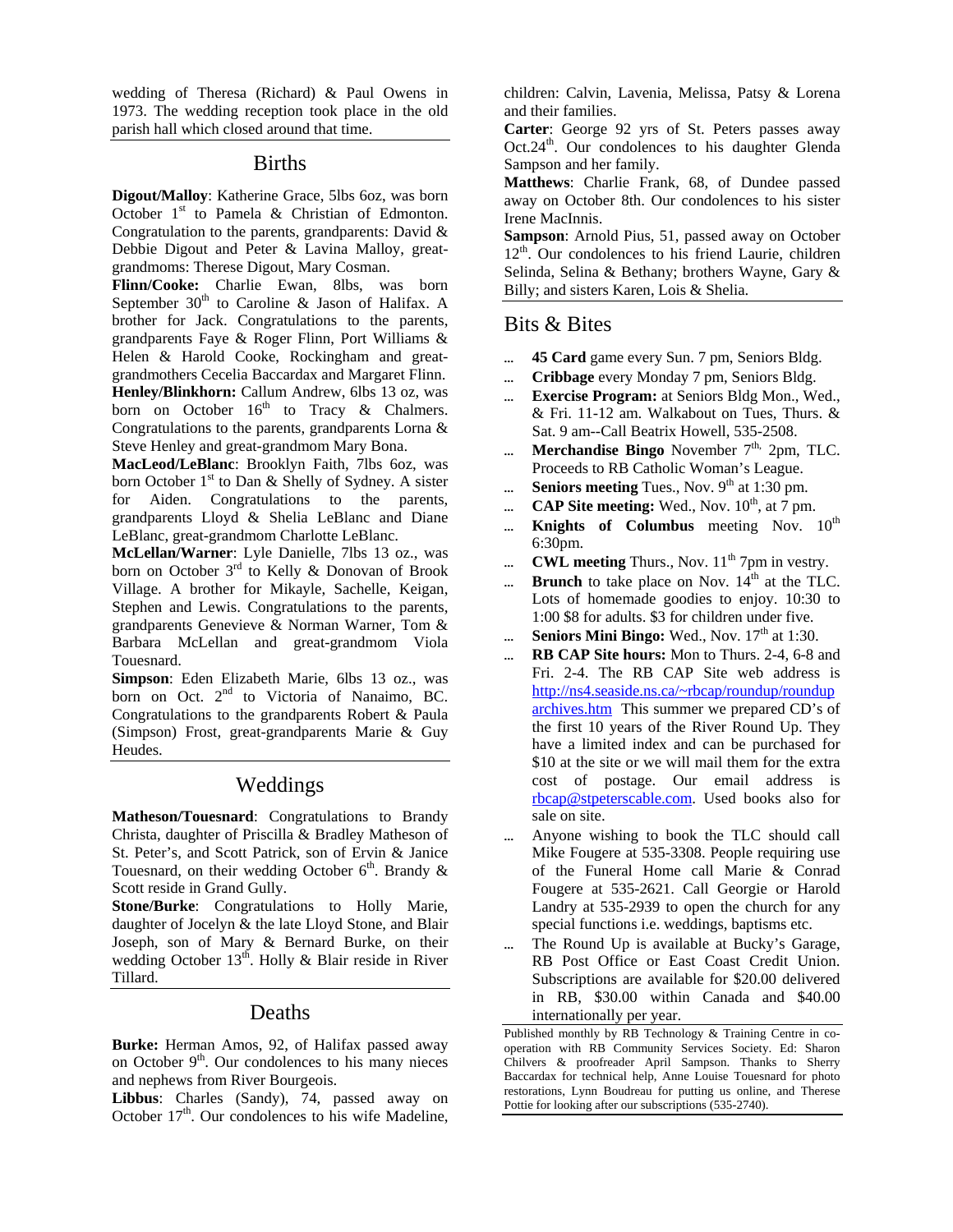wedding of Theresa (Richard) & Paul Owens in 1973. The wedding reception took place in the old parish hall which closed around that time.

## Births

**Digout/Malloy**: Katherine Grace, 5lbs 6oz, was born October 1st to Pamela & Christian of Edmonton. Congratulation to the parents, grandparents: David & Debbie Digout and Peter & Lavina Malloy, great-grandmoms: Therese Digout, Mary Cosman.

**Flinn/Cooke:** Charlie Ewan, 8lbs, was born September 30th to Caroline & Jason of Halifax. A brother for Jack. Congratulations to the parents, grandparents Faye & Roger Flinn, Port Williams & Helen & Harold Cooke, Rockingham and great-grandmothers Cecelia Baccardax and Margaret Flinn.

**Henley/Blinkhorn:** Callum Andrew, 6lbs 13 oz, was born on October 16th to Tracy & Chalmers. Congratulations to the parents, grandparents Lorna & Steve Henley and great-grandmom Mary Bona.

**MacLeod/LeBlanc**: Brooklyn Faith, 7lbs 6oz, was born October 1st to Dan & Shelly of Sydney. A sister for Aiden. Congratulations to the parents, grandparents Lloyd & Shelia LeBlanc and Diane LeBlanc, great-grandmom Charlotte LeBlanc.

**McLellan/Warner**: Lyle Danielle, 7lbs 13 oz., was born on October 3rd to Kelly & Donovan of Brook Village. A brother for Mikayle, Sachelle, Keigan, Stephen and Lewis. Congratulations to the parents, grandparents Genevieve & Norman Warner, Tom & Barbara McLellan and great-grandmom Viola Touesnard.

**Simpson**: Eden Elizabeth Marie, 6lbs 13 oz., was born on Oct. 2nd to Victoria of Nanaimo, BC. Congratulations to the grandparents Robert & Paula (Simpson) Frost, great-grandparents Marie & Guy Heudes.

## Weddings

**Matheson/Touesnard**: Congratulations to Brandy Christa, daughter of Priscilla & Bradley Matheson of St. Peter's, and Scott Patrick, son of Ervin & Janice Touesnard, on their wedding October 6th. Brandy & Scott reside in Grand Gully.

**Stone/Burke**: Congratulations to Holly Marie, daughter of Jocelyn & the late Lloyd Stone, and Blair Joseph, son of Mary & Bernard Burke, on their wedding October 13th. Holly & Blair reside in River Tillard.

## Deaths

**Burke:** Herman Amos, 92, of Halifax passed away on October 9th. Our condolences to his many nieces and nephews from River Bourgeois.

**Libbus**: Charles (Sandy), 74, passed away on October 17th. Our condolences to his wife Madeline, children: Calvin, Lavenia, Melissa, Patsy & Lorena and their families.

**Carter**: George 92 yrs of St. Peters passes away Oct.24th. Our condolences to his daughter Glenda Sampson and her family.

**Matthews**: Charlie Frank, 68, of Dundee passed away on October 8th. Our condolences to his sister Irene MacInnis.

**Sampson**: Arnold Pius, 51, passed away on October 12th. Our condolences to his friend Laurie, children Selinda, Selina & Bethany; brothers Wayne, Gary & Billy; and sisters Karen, Lois & Shelia.

## Bits & Bites

- **45 Card** game every Sun. 7 pm, Seniors Bldg.
- **Cribbage** every Monday 7 pm, Seniors Bldg.
- **Exercise Program:** at Seniors Bldg Mon., Wed., & Fri. 11-12 am. Walkabout on Tues, Thurs. & Sat. 9 am--Call Beatrix Howell, 535-2508.
- **Merchandise Bingo** November 7th, 2pm, TLC. Proceeds to RB Catholic Woman's League.
- **Seniors meeting** Tues., Nov. 9th at 1:30 pm.
- **CAP Site meeting:** Wed., Nov. 10th, at 7 pm.
- **Knights of Columbus** meeting Nov. 10th 6:30pm.
- **CWL meeting** Thurs., Nov. 11th 7pm in vestry.
- **Brunch** to take place on Nov. 14th at the TLC. Lots of homemade goodies to enjoy. 10:30 to 1:00 $8 for adults. $3 for children under five.
- **Seniors Mini Bingo:** Wed., Nov. 17th at 1:30.
- **RB CAP Site hours:** Mon to Thurs. 2-4, 6-8 and Fri. 2-4. The RB CAP Site web address is http://ns4.seaside.ns.ca/~rbcap/roundup/roundup archives.htm This summer we prepared CD's of the first 10 years of the River Round Up. They have a limited index and can be purchased for $10 at the site or we will mail them for the extra cost of postage. Our email address is rbcap@stpeterscable.com. Used books also for sale on site.
- Anyone wishing to book the TLC should call Mike Fougere at 535-3308. People requiring use of the Funeral Home call Marie & Conrad Fougere at 535-2621. Call Georgie or Harold Landry at 535-2939 to open the church for any special functions i.e. weddings, baptisms etc.
- The Round Up is available at Bucky's Garage, RB Post Office or East Coast Credit Union. Subscriptions are available for $20.00 delivered in RB, $30.00 within Canada and $40.00 internationally per year.

Published monthly by RB Technology & Training Centre in co-operation with RB Community Services Society. Ed: Sharon Chilvers & proofreader April Sampson. Thanks to Sherry Baccardax for technical help, Anne Louise Touesnard for photo restorations, Lynn Boudreau for putting us online, and Therese Pottie for looking after our subscriptions (535-2740).